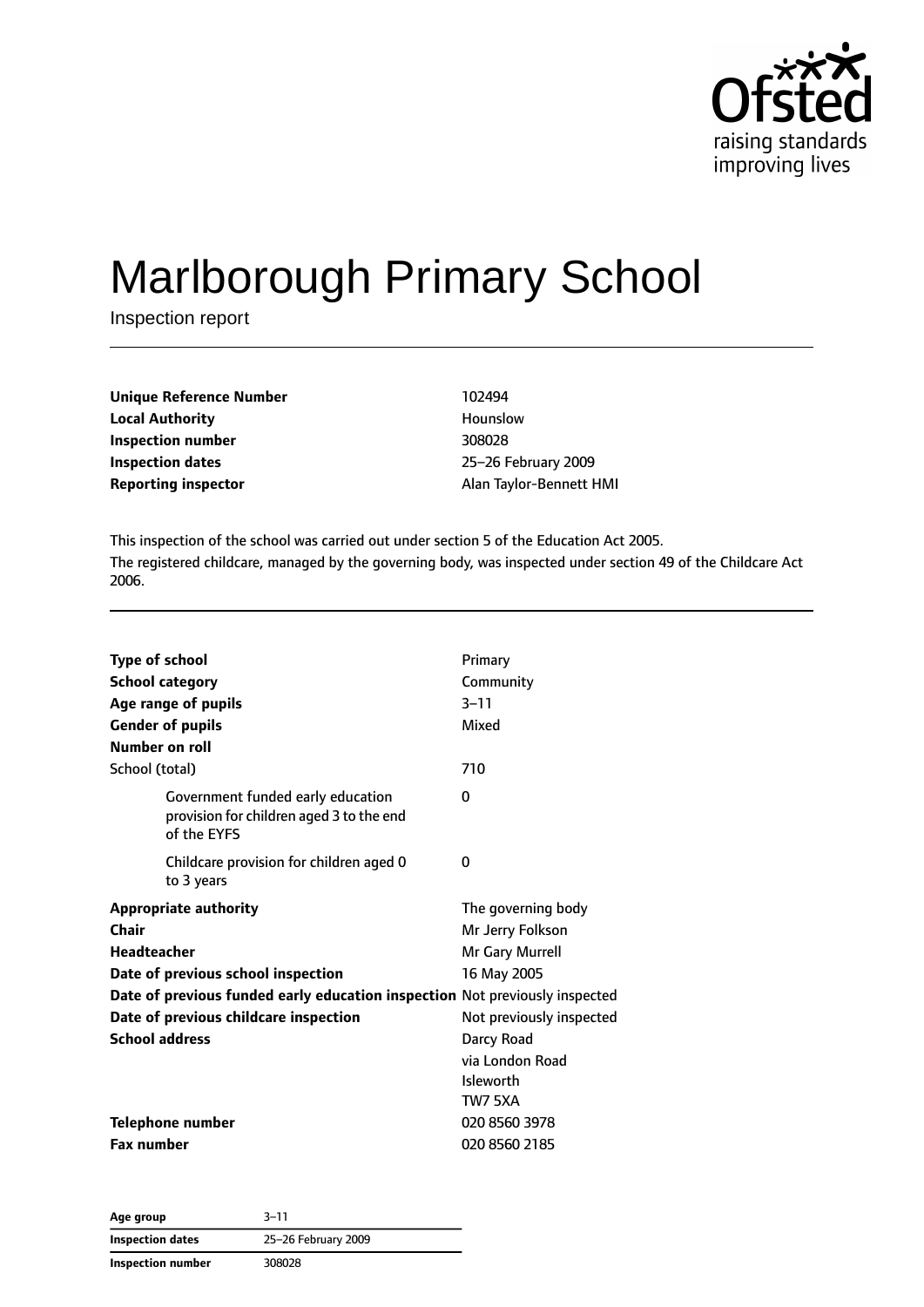# Marlborough Primary School

Inspection report

| | |
|---|---|
| **Unique Reference Number** | 102494 |
| **Local Authority** | Hounslow |
| **Inspection number** | 308028 |
| **Inspection dates** | 25–26 February 2009 |
| **Reporting inspector** | Alan Taylor-Bennett HMI |

This inspection of the school was carried out under section 5 of the Education Act 2005.

The registered childcare, managed by the governing body, was inspected under section 49 of the Childcare Act 2006.

| | |
|---|---|
| **Type of school** | Primary |
| **School category** | Community |
| **Age range of pupils** | 3–11 |
| **Gender of pupils** | Mixed |
| **Number on roll** | |
| School (total) | 710 |
| Government funded early education provision for children aged 3 to the end of the EYFS | 0 |
| Childcare provision for children aged 0 to 3 years | 0 |
| **Appropriate authority** | The governing body |
| **Chair** | Mr Jerry Folkson |
| **Headteacher** | Mr Gary Murrell |
| **Date of previous school inspection** | 16 May 2005 |
| **Date of previous funded early education inspection** | Not previously inspected |
| **Date of previous childcare inspection** | Not previously inspected |
| **School address** | Darcy Road<br>via London Road<br>Isleworth<br>TW7 5XA |
| **Telephone number** | 020 8560 3978 |
| **Fax number** | 020 8560 2185 |

| | |
|---|---|
| **Age group** | 3–11 |
| **Inspection dates** | 25–26 February 2009 |
| **Inspection number** | 308028 |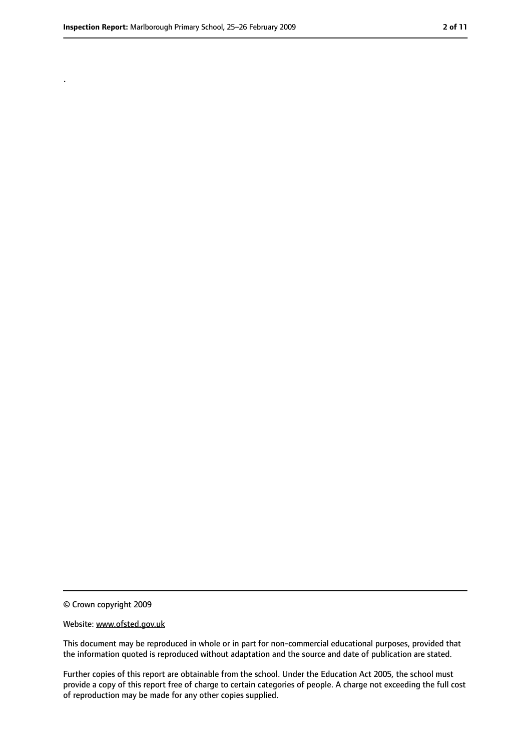.

© Crown copyright 2009

Website: www.ofsted.gov.uk

This document may be reproduced in whole or in part for non-commercial educational purposes, provided that the information quoted is reproduced without adaptation and the source and date of publication are stated.

Further copies of this report are obtainable from the school. Under the Education Act 2005, the school must provide a copy of this report free of charge to certain categories of people. A charge not exceeding the full cost of reproduction may be made for any other copies supplied.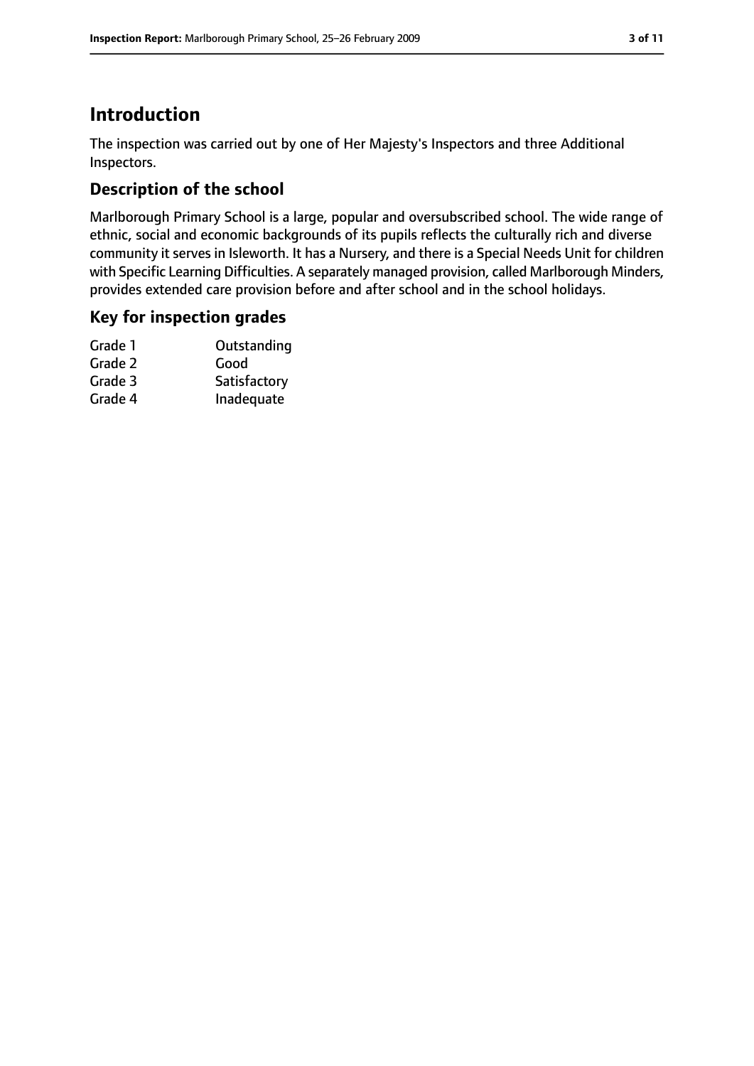# Introduction

The inspection was carried out by one of Her Majesty's Inspectors and three Additional Inspectors.

## Description of the school

Marlborough Primary School is a large, popular and oversubscribed school. The wide range of ethnic, social and economic backgrounds of its pupils reflects the culturally rich and diverse community it serves in Isleworth. It has a Nursery, and there is a Special Needs Unit for children with Specific Learning Difficulties. A separately managed provision, called Marlborough Minders, provides extended care provision before and after school and in the school holidays.

## Key for inspection grades

| | |
|---|---|
| Grade 1 | Outstanding |
| Grade 2 | Good |
| Grade 3 | Satisfactory |
| Grade 4 | Inadequate |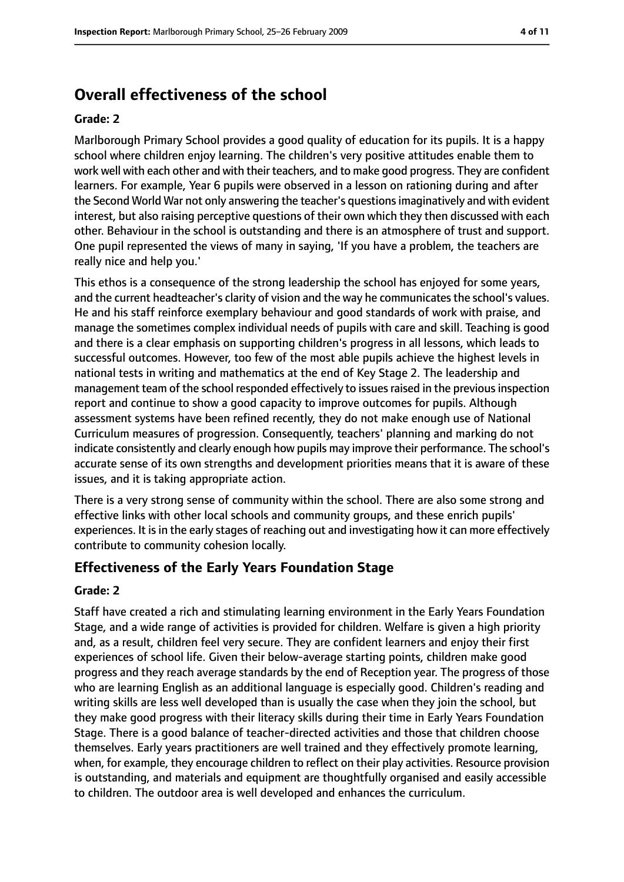## Overall effectiveness of the school

**Grade: 2**

Marlborough Primary School provides a good quality of education for its pupils. It is a happy school where children enjoy learning. The children's very positive attitudes enable them to work well with each other and with their teachers, and to make good progress. They are confident learners. For example, Year 6 pupils were observed in a lesson on rationing during and after the Second World War not only answering the teacher's questions imaginatively and with evident interest, but also raising perceptive questions of their own which they then discussed with each other. Behaviour in the school is outstanding and there is an atmosphere of trust and support. One pupil represented the views of many in saying, 'If you have a problem, the teachers are really nice and help you.'

This ethos is a consequence of the strong leadership the school has enjoyed for some years, and the current headteacher's clarity of vision and the way he communicates the school's values. He and his staff reinforce exemplary behaviour and good standards of work with praise, and manage the sometimes complex individual needs of pupils with care and skill. Teaching is good and there is a clear emphasis on supporting children's progress in all lessons, which leads to successful outcomes. However, too few of the most able pupils achieve the highest levels in national tests in writing and mathematics at the end of Key Stage 2. The leadership and management team of the school responded effectively to issues raised in the previous inspection report and continue to show a good capacity to improve outcomes for pupils. Although assessment systems have been refined recently, they do not make enough use of National Curriculum measures of progression. Consequently, teachers' planning and marking do not indicate consistently and clearly enough how pupils may improve their performance. The school's accurate sense of its own strengths and development priorities means that it is aware of these issues, and it is taking appropriate action.

There is a very strong sense of community within the school. There are also some strong and effective links with other local schools and community groups, and these enrich pupils' experiences. It is in the early stages of reaching out and investigating how it can more effectively contribute to community cohesion locally.

## Effectiveness of the Early Years Foundation Stage

**Grade: 2**

Staff have created a rich and stimulating learning environment in the Early Years Foundation Stage, and a wide range of activities is provided for children. Welfare is given a high priority and, as a result, children feel very secure. They are confident learners and enjoy their first experiences of school life. Given their below-average starting points, children make good progress and they reach average standards by the end of Reception year. The progress of those who are learning English as an additional language is especially good. Children's reading and writing skills are less well developed than is usually the case when they join the school, but they make good progress with their literacy skills during their time in Early Years Foundation Stage. There is a good balance of teacher-directed activities and those that children choose themselves. Early years practitioners are well trained and they effectively promote learning, when, for example, they encourage children to reflect on their play activities. Resource provision is outstanding, and materials and equipment are thoughtfully organised and easily accessible to children. The outdoor area is well developed and enhances the curriculum.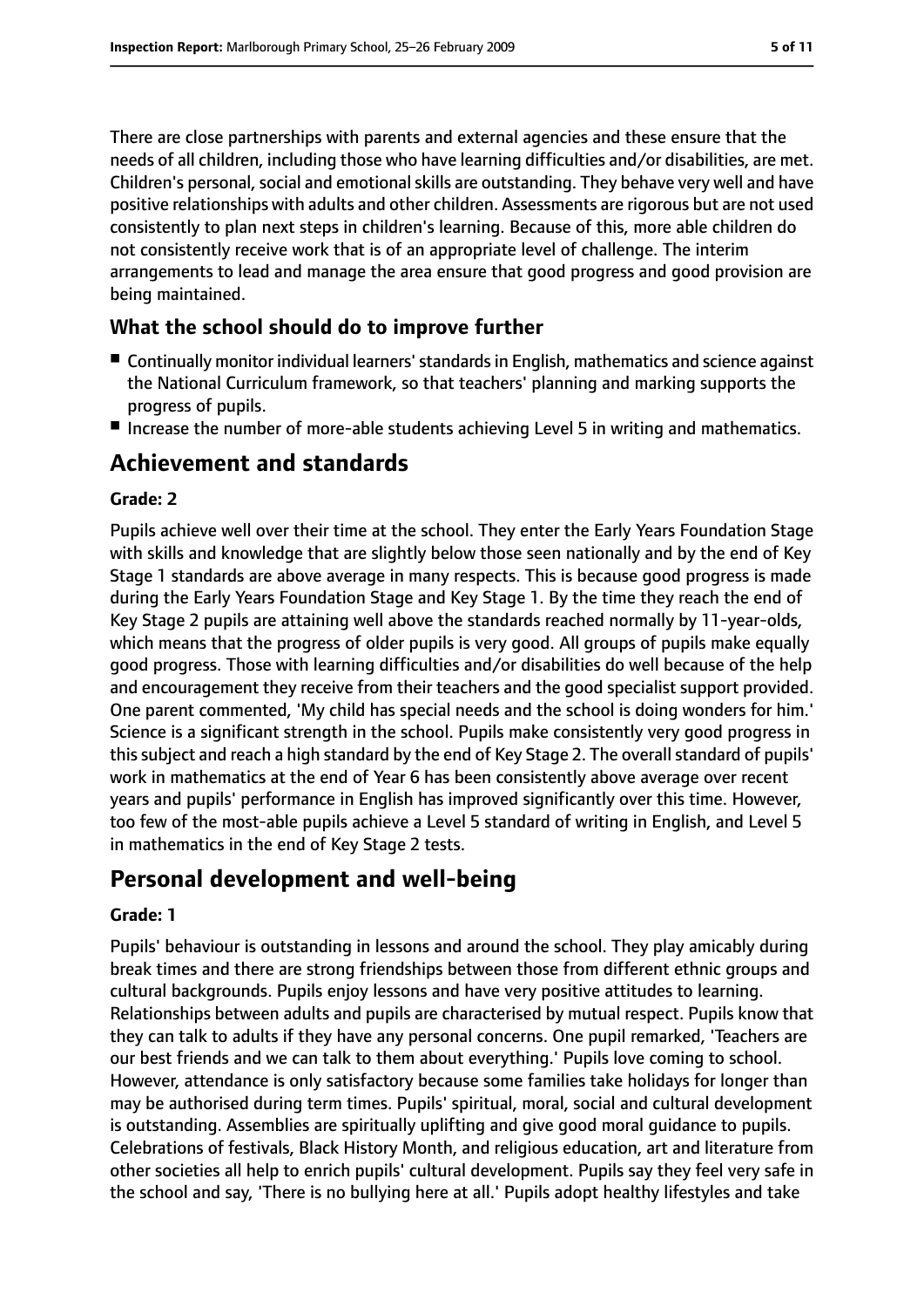There are close partnerships with parents and external agencies and these ensure that the needs of all children, including those who have learning difficulties and/or disabilities, are met. Children's personal, social and emotional skills are outstanding. They behave very well and have positive relationships with adults and other children. Assessments are rigorous but are not used consistently to plan next steps in children's learning. Because of this, more able children do not consistently receive work that is of an appropriate level of challenge. The interim arrangements to lead and manage the area ensure that good progress and good provision are being maintained.

### What the school should do to improve further

- Continually monitor individual learners' standards in English, mathematics and science against the National Curriculum framework, so that teachers' planning and marking supports the progress of pupils.
- Increase the number of more-able students achieving Level 5 in writing and mathematics.

## Achievement and standards

#### Grade: 2

Pupils achieve well over their time at the school. They enter the Early Years Foundation Stage with skills and knowledge that are slightly below those seen nationally and by the end of Key Stage 1 standards are above average in many respects. This is because good progress is made during the Early Years Foundation Stage and Key Stage 1. By the time they reach the end of Key Stage 2 pupils are attaining well above the standards reached normally by 11-year-olds, which means that the progress of older pupils is very good. All groups of pupils make equally good progress. Those with learning difficulties and/or disabilities do well because of the help and encouragement they receive from their teachers and the good specialist support provided. One parent commented, 'My child has special needs and the school is doing wonders for him.' Science is a significant strength in the school. Pupils make consistently very good progress in this subject and reach a high standard by the end of Key Stage 2. The overall standard of pupils' work in mathematics at the end of Year 6 has been consistently above average over recent years and pupils' performance in English has improved significantly over this time. However, too few of the most-able pupils achieve a Level 5 standard of writing in English, and Level 5 in mathematics in the end of Key Stage 2 tests.

## Personal development and well-being

#### Grade: 1

Pupils' behaviour is outstanding in lessons and around the school. They play amicably during break times and there are strong friendships between those from different ethnic groups and cultural backgrounds. Pupils enjoy lessons and have very positive attitudes to learning. Relationships between adults and pupils are characterised by mutual respect. Pupils know that they can talk to adults if they have any personal concerns. One pupil remarked, 'Teachers are our best friends and we can talk to them about everything.' Pupils love coming to school. However, attendance is only satisfactory because some families take holidays for longer than may be authorised during term times. Pupils' spiritual, moral, social and cultural development is outstanding. Assemblies are spiritually uplifting and give good moral guidance to pupils. Celebrations of festivals, Black History Month, and religious education, art and literature from other societies all help to enrich pupils' cultural development. Pupils say they feel very safe in the school and say, 'There is no bullying here at all.' Pupils adopt healthy lifestyles and take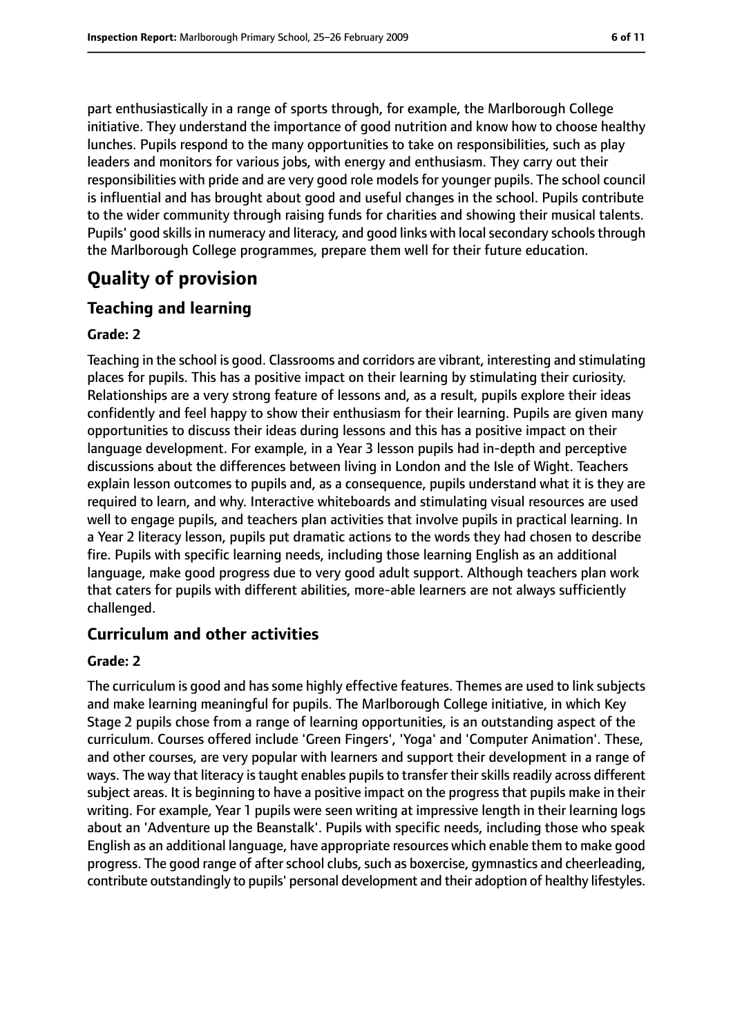part enthusiastically in a range of sports through, for example, the Marlborough College initiative. They understand the importance of good nutrition and know how to choose healthy lunches. Pupils respond to the many opportunities to take on responsibilities, such as play leaders and monitors for various jobs, with energy and enthusiasm. They carry out their responsibilities with pride and are very good role models for younger pupils. The school council is influential and has brought about good and useful changes in the school. Pupils contribute to the wider community through raising funds for charities and showing their musical talents. Pupils' good skills in numeracy and literacy, and good links with local secondary schools through the Marlborough College programmes, prepare them well for their future education.

# Quality of provision

## Teaching and learning

**Grade: 2**

Teaching in the school is good. Classrooms and corridors are vibrant, interesting and stimulating places for pupils. This has a positive impact on their learning by stimulating their curiosity. Relationships are a very strong feature of lessons and, as a result, pupils explore their ideas confidently and feel happy to show their enthusiasm for their learning. Pupils are given many opportunities to discuss their ideas during lessons and this has a positive impact on their language development. For example, in a Year 3 lesson pupils had in-depth and perceptive discussions about the differences between living in London and the Isle of Wight. Teachers explain lesson outcomes to pupils and, as a consequence, pupils understand what it is they are required to learn, and why. Interactive whiteboards and stimulating visual resources are used well to engage pupils, and teachers plan activities that involve pupils in practical learning. In a Year 2 literacy lesson, pupils put dramatic actions to the words they had chosen to describe fire. Pupils with specific learning needs, including those learning English as an additional language, make good progress due to very good adult support. Although teachers plan work that caters for pupils with different abilities, more-able learners are not always sufficiently challenged.

## Curriculum and other activities

**Grade: 2**

The curriculum is good and has some highly effective features. Themes are used to link subjects and make learning meaningful for pupils. The Marlborough College initiative, in which Key Stage 2 pupils chose from a range of learning opportunities, is an outstanding aspect of the curriculum. Courses offered include 'Green Fingers', 'Yoga' and 'Computer Animation'. These, and other courses, are very popular with learners and support their development in a range of ways. The way that literacy is taught enables pupils to transfer their skills readily across different subject areas. It is beginning to have a positive impact on the progress that pupils make in their writing. For example, Year 1 pupils were seen writing at impressive length in their learning logs about an 'Adventure up the Beanstalk'. Pupils with specific needs, including those who speak English as an additional language, have appropriate resources which enable them to make good progress. The good range of after school clubs, such as boxercise, gymnastics and cheerleading, contribute outstandingly to pupils' personal development and their adoption of healthy lifestyles.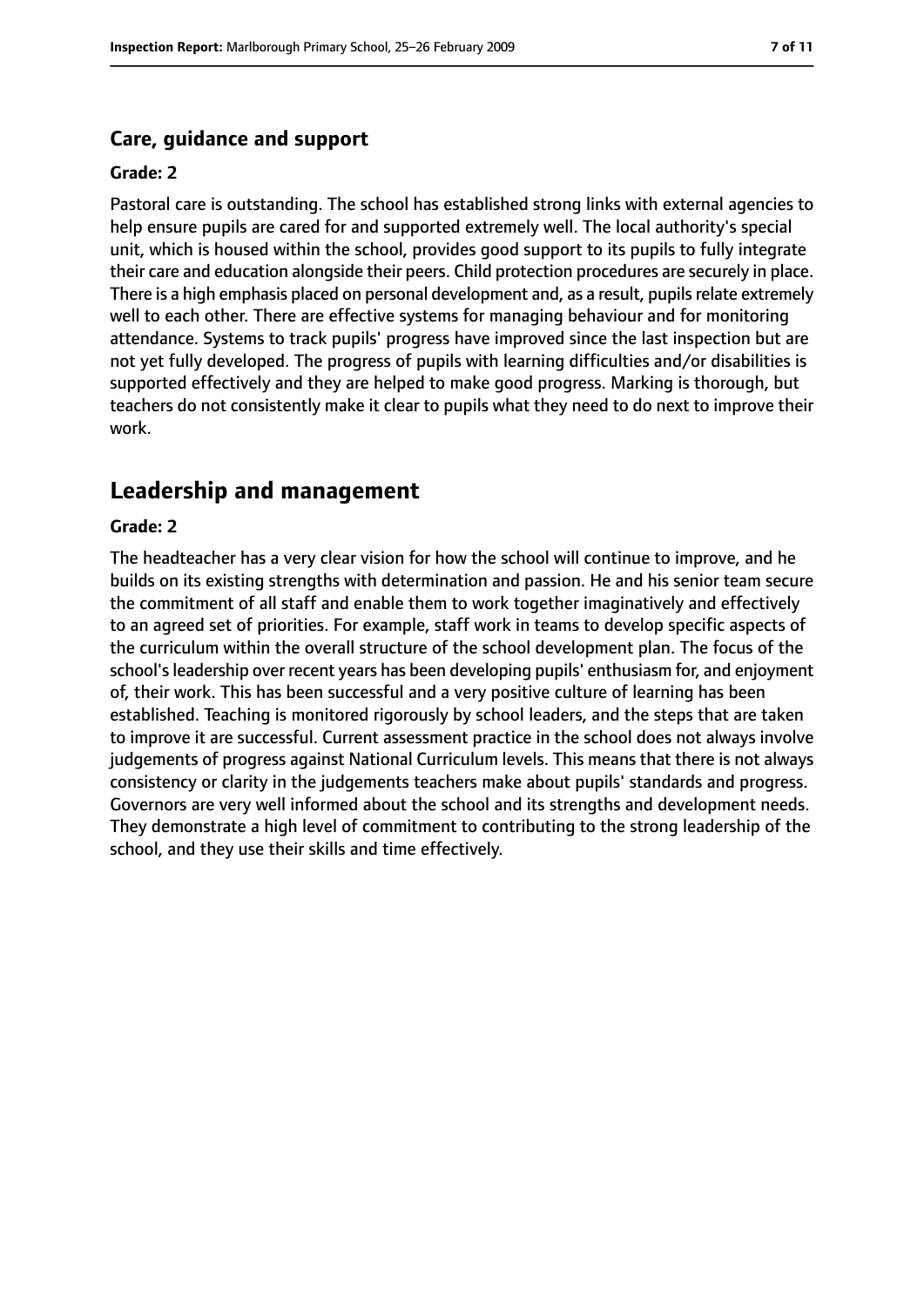### Care, guidance and support

#### Grade: 2

Pastoral care is outstanding. The school has established strong links with external agencies to help ensure pupils are cared for and supported extremely well. The local authority's special unit, which is housed within the school, provides good support to its pupils to fully integrate their care and education alongside their peers. Child protection procedures are securely in place. There is a high emphasis placed on personal development and, as a result, pupils relate extremely well to each other. There are effective systems for managing behaviour and for monitoring attendance. Systems to track pupils' progress have improved since the last inspection but are not yet fully developed. The progress of pupils with learning difficulties and/or disabilities is supported effectively and they are helped to make good progress. Marking is thorough, but teachers do not consistently make it clear to pupils what they need to do next to improve their work.

## Leadership and management

#### Grade: 2

The headteacher has a very clear vision for how the school will continue to improve, and he builds on its existing strengths with determination and passion. He and his senior team secure the commitment of all staff and enable them to work together imaginatively and effectively to an agreed set of priorities. For example, staff work in teams to develop specific aspects of the curriculum within the overall structure of the school development plan. The focus of the school's leadership over recent years has been developing pupils' enthusiasm for, and enjoyment of, their work. This has been successful and a very positive culture of learning has been established. Teaching is monitored rigorously by school leaders, and the steps that are taken to improve it are successful. Current assessment practice in the school does not always involve judgements of progress against National Curriculum levels. This means that there is not always consistency or clarity in the judgements teachers make about pupils' standards and progress. Governors are very well informed about the school and its strengths and development needs. They demonstrate a high level of commitment to contributing to the strong leadership of the school, and they use their skills and time effectively.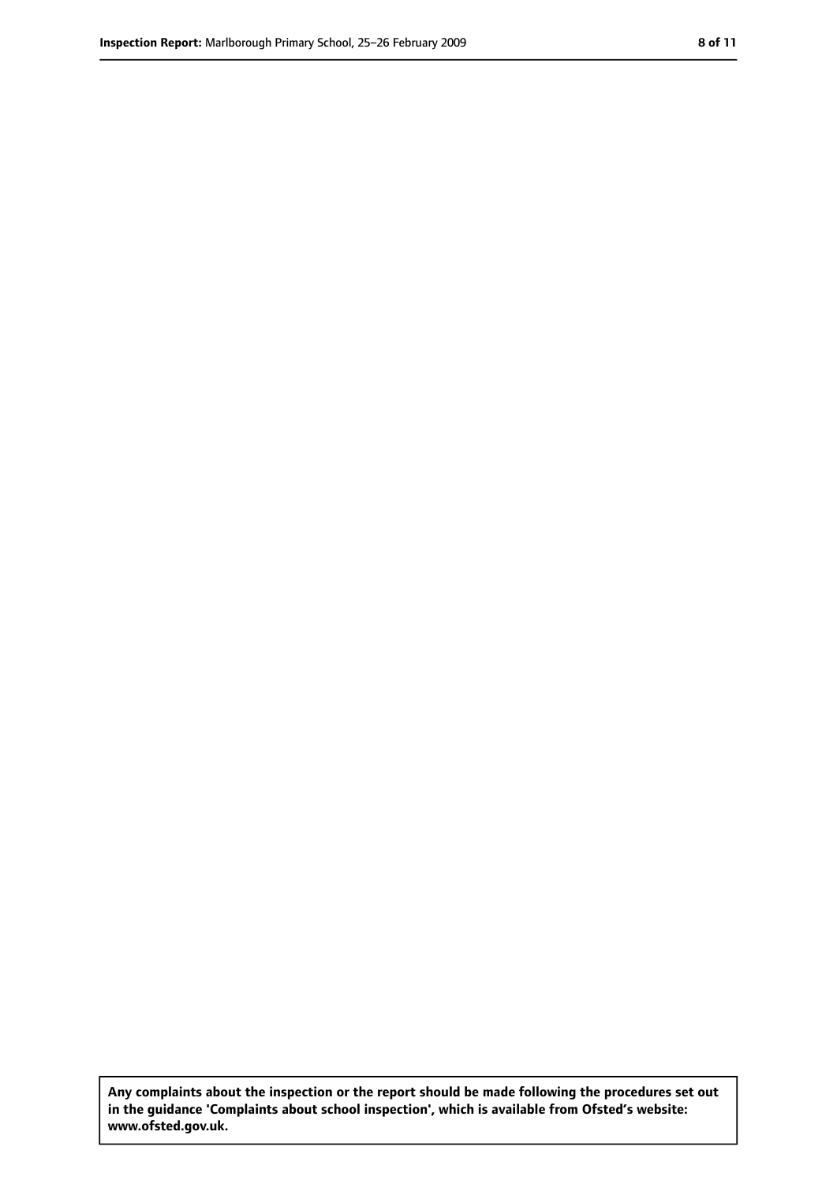**Any complaints about the inspection or the report should be made following the procedures set out in the guidance 'Complaints about school inspection', which is available from Ofsted's website: www.ofsted.gov.uk.**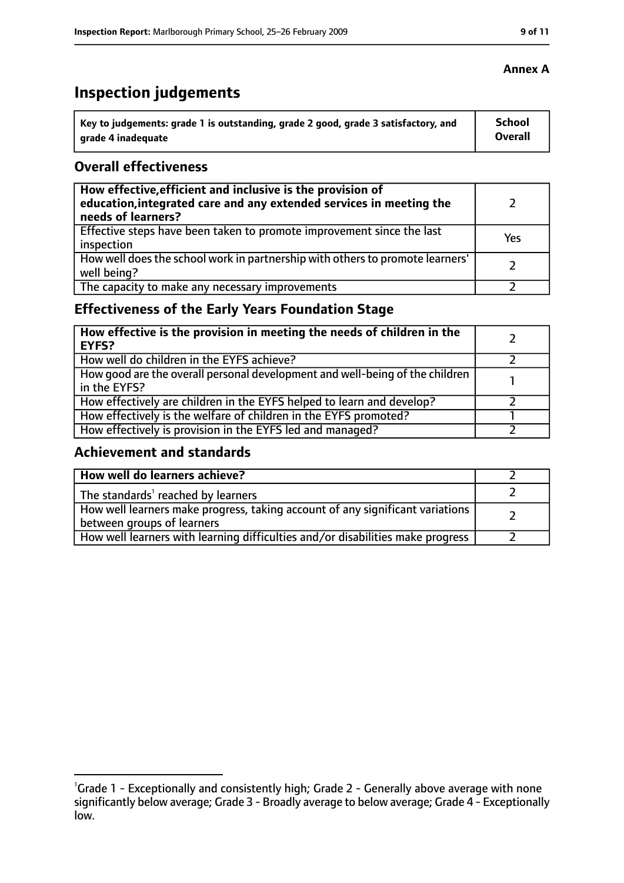**Annex A**

# Inspection judgements

| Key to judgements: grade 1 is outstanding, grade 2 good, grade 3 satisfactory, and grade 4 inadequate | School Overall |
|---|---|

## Overall effectiveness

| | |
|---|---|
| **How effective, efficient and inclusive is the provision of education, integrated care and any extended services in meeting the needs of learners?** | 2 |
| Effective steps have been taken to promote improvement since the last inspection | Yes |
| How well does the school work in partnership with others to promote learners' well being? | 2 |
| The capacity to make any necessary improvements | 2 |

## Effectiveness of the Early Years Foundation Stage

| | |
|---|---|
| **How effective is the provision in meeting the needs of children in the EYFS?** | 2 |
| How well do children in the EYFS achieve? | 2 |
| How good are the overall personal development and well-being of the children in the EYFS? | 1 |
| How effectively are children in the EYFS helped to learn and develop? | 2 |
| How effectively is the welfare of children in the EYFS promoted? | 1 |
| How effectively is provision in the EYFS led and managed? | 2 |

## Achievement and standards

| | |
|---|---|
| **How well do learners achieve?** | 2 |
| The standards[1] reached by learners | 2 |
| How well learners make progress, taking account of any significant variations between groups of learners | 2 |
| How well learners with learning difficulties and/or disabilities make progress | 2 |

[1] Grade 1 - Exceptionally and consistently high; Grade 2 - Generally above average with none significantly below average; Grade 3 - Broadly average to below average; Grade 4 - Exceptionally low.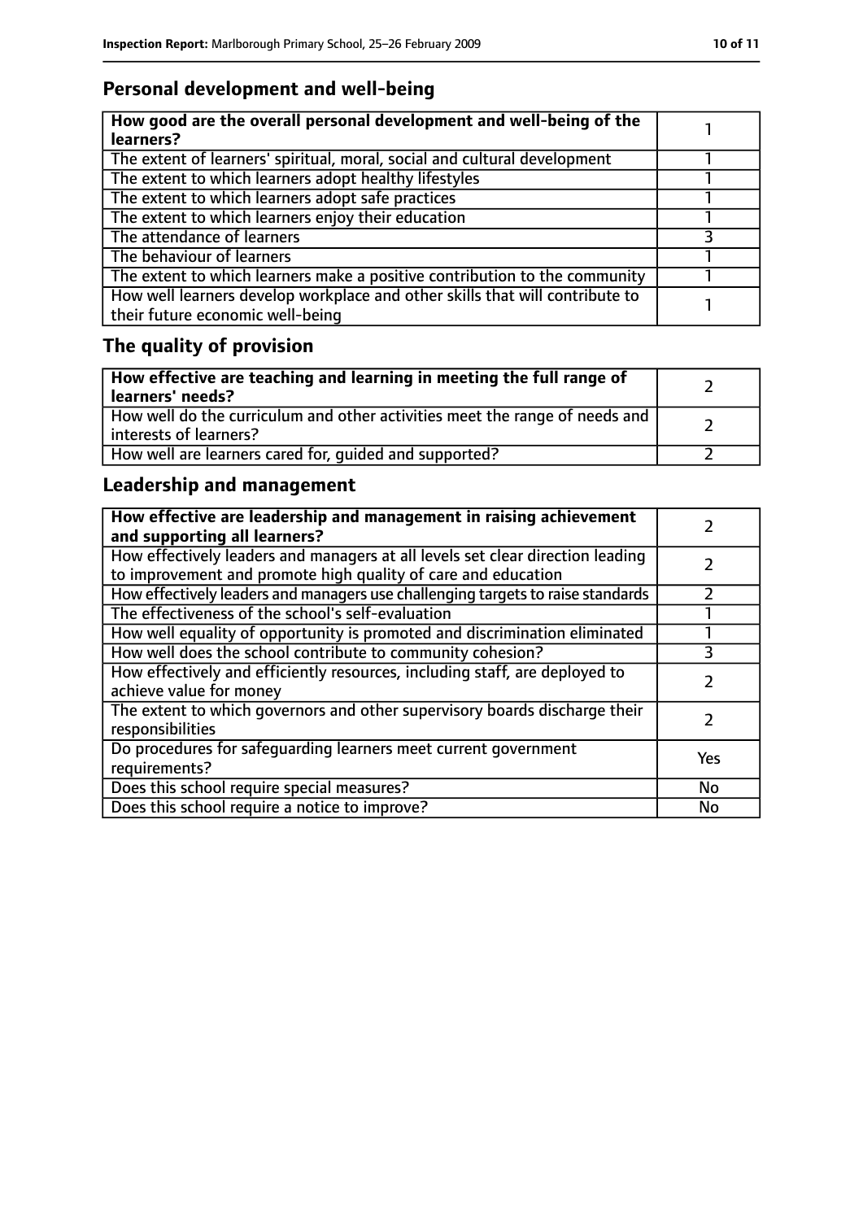## Personal development and well-being

| **How good are the overall personal development and well-being of the learners?** | 1 |
|---|---|
| The extent of learners' spiritual, moral, social and cultural development | 1 |
| The extent to which learners adopt healthy lifestyles | 1 |
| The extent to which learners adopt safe practices | 1 |
| The extent to which learners enjoy their education | 1 |
| The attendance of learners | 3 |
| The behaviour of learners | 1 |
| The extent to which learners make a positive contribution to the community | 1 |
| How well learners develop workplace and other skills that will contribute to their future economic well-being | 1 |

## The quality of provision

| **How effective are teaching and learning in meeting the full range of learners' needs?** | 2 |
|---|---|
| How well do the curriculum and other activities meet the range of needs and interests of learners? | 2 |
| How well are learners cared for, guided and supported? | 2 |

## Leadership and management

| **How effective are leadership and management in raising achievement and supporting all learners?** | 2 |
|---|---|
| How effectively leaders and managers at all levels set clear direction leading to improvement and promote high quality of care and education | 2 |
| How effectively leaders and managers use challenging targets to raise standards | 2 |
| The effectiveness of the school's self-evaluation | 1 |
| How well equality of opportunity is promoted and discrimination eliminated | 1 |
| How well does the school contribute to community cohesion? | 3 |
| How effectively and efficiently resources, including staff, are deployed to achieve value for money | 2 |
| The extent to which governors and other supervisory boards discharge their responsibilities | 2 |
| Do procedures for safeguarding learners meet current government requirements? | Yes |
| Does this school require special measures? | No |
| Does this school require a notice to improve? | No |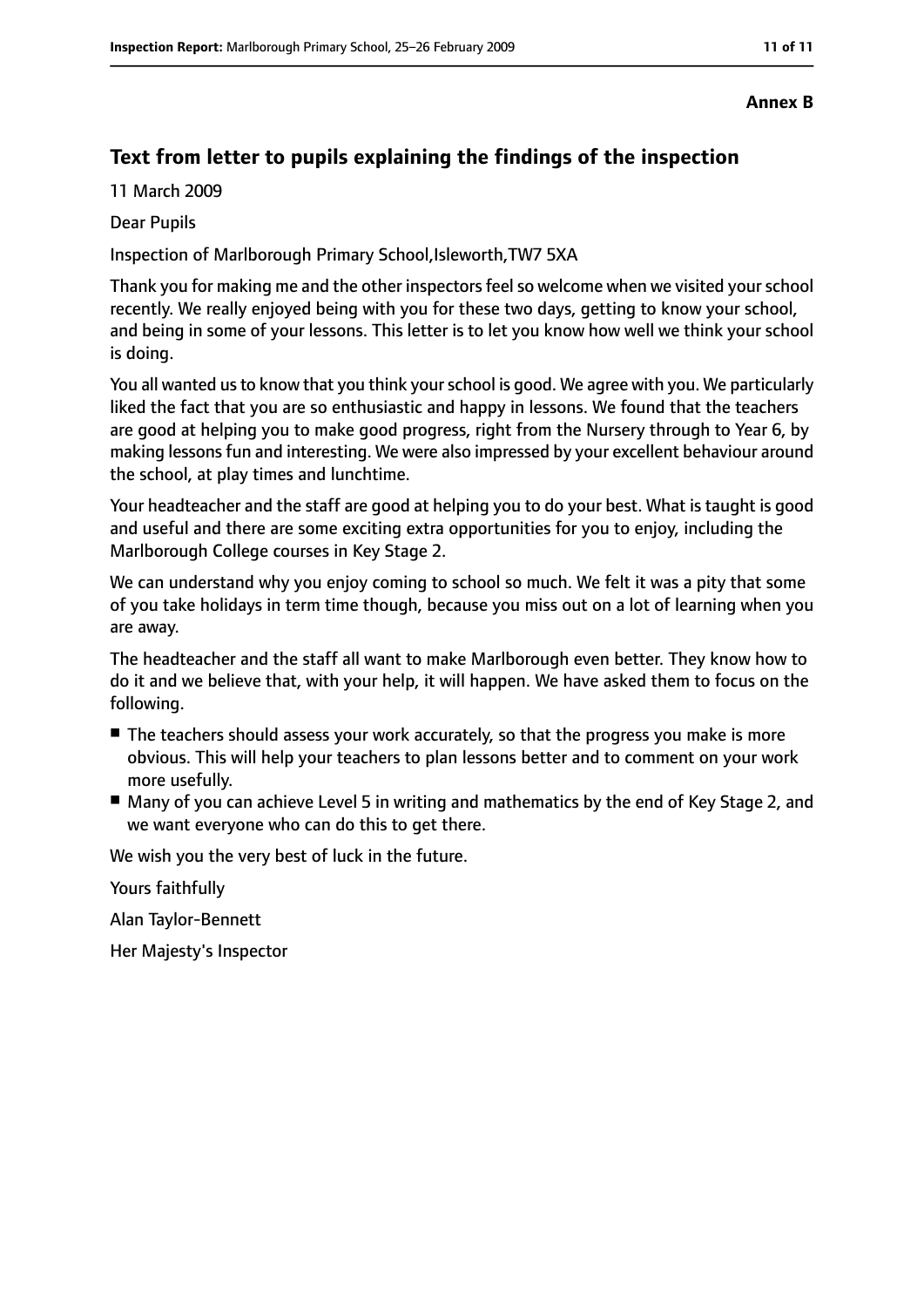**Annex B**

## Text from letter to pupils explaining the findings of the inspection

11 March 2009

Dear Pupils

Inspection of Marlborough Primary School,Isleworth,TW7 5XA

Thank you for making me and the other inspectors feel so welcome when we visited your school recently. We really enjoyed being with you for these two days, getting to know your school, and being in some of your lessons. This letter is to let you know how well we think your school is doing.

You all wanted us to know that you think your school is good. We agree with you. We particularly liked the fact that you are so enthusiastic and happy in lessons. We found that the teachers are good at helping you to make good progress, right from the Nursery through to Year 6, by making lessons fun and interesting. We were also impressed by your excellent behaviour around the school, at play times and lunchtime.

Your headteacher and the staff are good at helping you to do your best. What is taught is good and useful and there are some exciting extra opportunities for you to enjoy, including the Marlborough College courses in Key Stage 2.

We can understand why you enjoy coming to school so much. We felt it was a pity that some of you take holidays in term time though, because you miss out on a lot of learning when you are away.

The headteacher and the staff all want to make Marlborough even better. They know how to do it and we believe that, with your help, it will happen. We have asked them to focus on the following.

- The teachers should assess your work accurately, so that the progress you make is more obvious. This will help your teachers to plan lessons better and to comment on your work more usefully.
- Many of you can achieve Level 5 in writing and mathematics by the end of Key Stage 2, and we want everyone who can do this to get there.

We wish you the very best of luck in the future.

Yours faithfully

Alan Taylor-Bennett

Her Majesty's Inspector